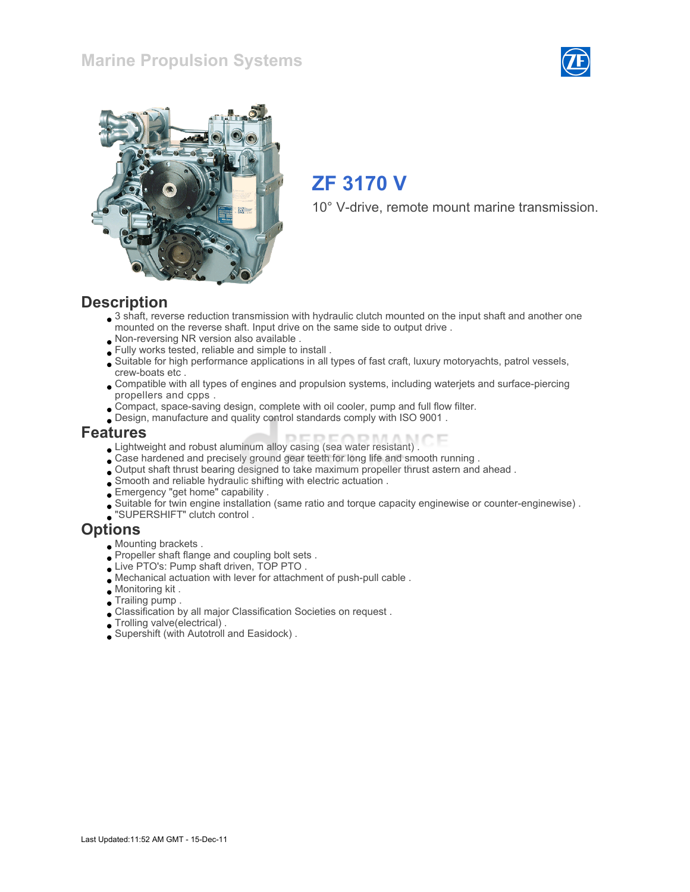# Marine Propulsion Systems

## ZF 3170 V

10° V-drive, remote mount marine transmission.

## Description

- 3 shaft, reverse reduction transmission with hydraulic clutch mounted on the input shaft and another one mounted on the reverse shaft. Input drive on the same side to output drive .
- Non-reversing NR version also available .
- Fully works tested, reliable and simple to install .
- Suitable for high performance applications in all types of fast craft, luxury motoryachts, patrol vessels, crew-boats etc .
- Compatible with all types of engines and propulsion systems, including waterjets and surface-piercing propellers and cpps .
- Compact, space-saving design, complete with oil cooler, pump and full flow filter.
- Design, manufacture and quality control standards comply with ISO 9001 .

## Features

- Lightweight and robust aluminum alloy casing (sea water resistant) .
- Case hardened and precisely ground gear teeth for long life and smooth running .
- Output shaft thrust bearing designed to take maximum propeller thrust astern and ahead .
- Smooth and reliable hydraulic shifting with electric actuation .
- Emergency "get home" capability .
- Suitable for twin engine installation (same ratio and torque capacity enginewise or counter-enginewise) .
- "SUPERSHIFT" clutch control .

## Options

- Mounting brackets .
- Propeller shaft flange and coupling bolt sets .
- Live PTO's: Pump shaft driven, TOP PTO .
- Mechanical actuation with lever for attachment of push-pull cable .
- Monitoring kit .
- Trailing pump .
- Classification by all major Classification Societies on request .
- Trolling valve(electrical) .
- Supershift (with Autotroll and Easidock) .

Last Updated:11:52 AM GMT - 15-Dec-11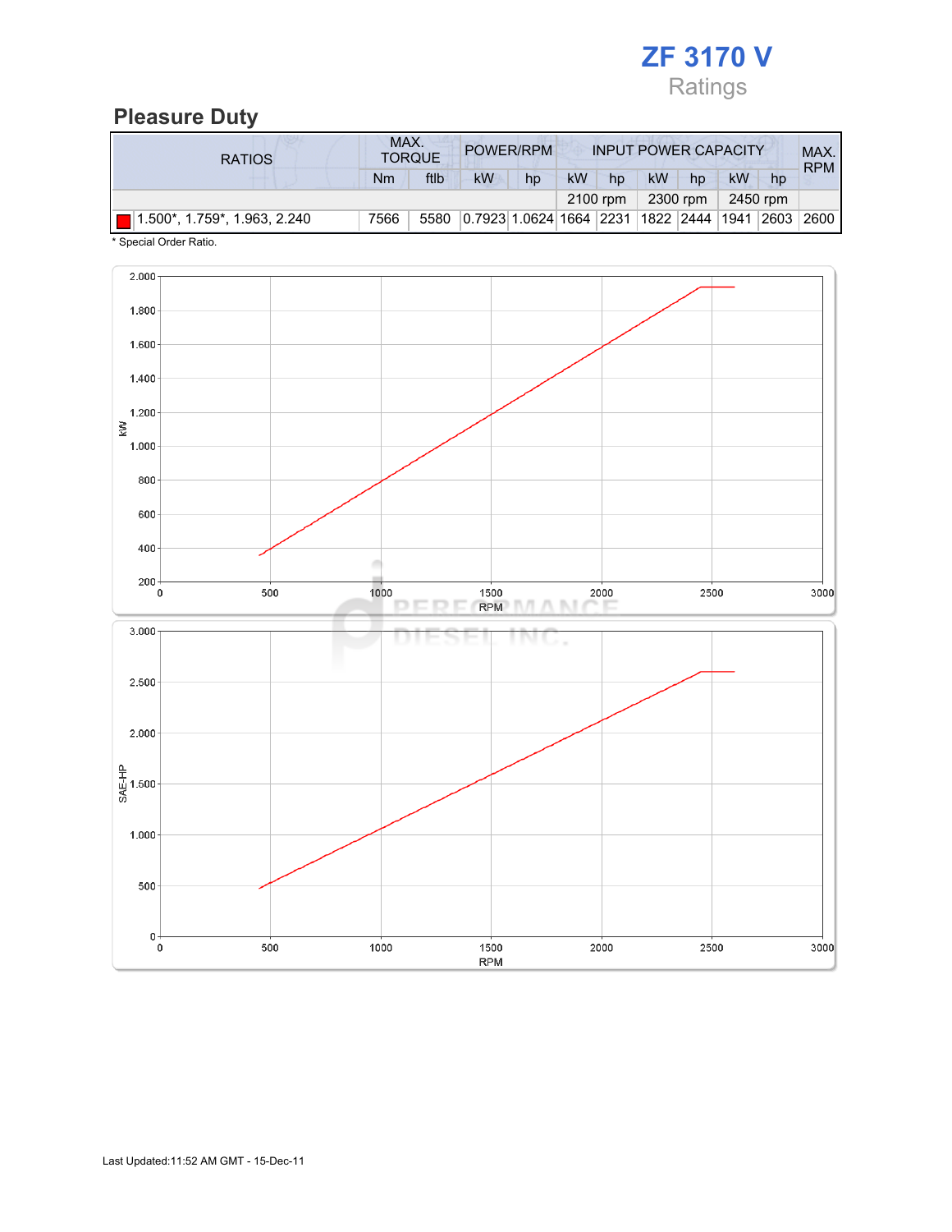# ZF 3170 V

Ratings

## Pleasure Duty

| RATIOS | MAX. TORQUE | | POWER/RPM | | INPUT POWER CAPACITY | | | | | | MAX. RPM |
|---|---|---|---|---|---|---|---|---|---|---|---|
| | Nm | ftlb | kW | hp | kW | hp | kW | hp | kW | hp | |
| | | | | | 2100 rpm | | 2300 rpm | | 2450 rpm | | |
| 1.500*, 1.759*, 1.963, 2.240 | 7566 | 5580 | 0.7923 | 1.0624 | 1664 | 2231 | 1822 | 2444 | 1941 | 2603 | 2600 |

* Special Order Ratio.

Last Updated:11:52 AM GMT - 15-Dec-11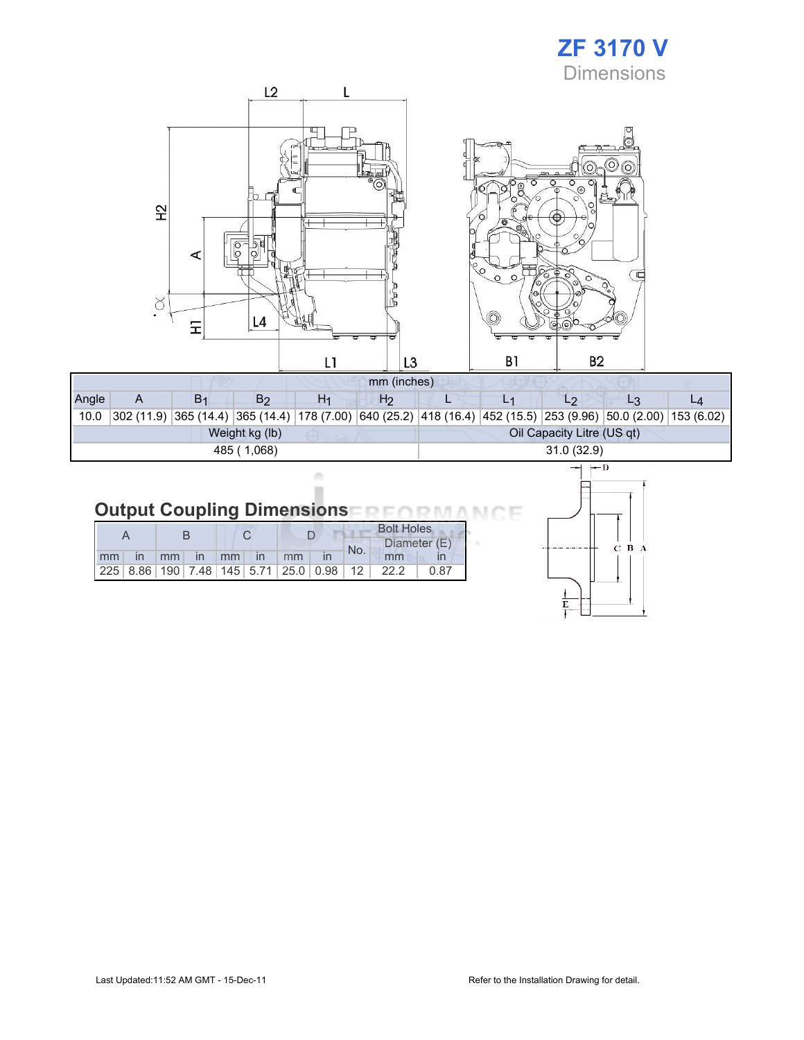# ZF 3170 V

## Dimensions

| mm (inches) | | | | | | | | | | |
|---|---|---|---|---|---|---|---|---|---|---|
| Angle | A | $B_1$ | $B_2$ | $H_1$ | $H_2$ | L | $L_1$ | $L_2$ | $L_3$ | $L_4$ |
| 10.0 | 302 (11.9) | 365 (14.4) | 365 (14.4) | 178 (7.00) | 640 (25.2) | 418 (16.4) | 452 (15.5) | 253 (9.96) | 50.0 (2.00) | 153 (6.02) |

| Weight kg (lb) | Oil Capacity Litre (US qt) |
|---|---|
| 485 ( 1,068) | 31.0 (32.9) |

## Output Coupling Dimensions

| A | | B | | C | | D | | Bolt Holes | | |
|---|---|---|---|---|---|---|---|---|---|---|
| | | | | | | | | No. | Diameter (E) | |
| mm | in | mm | in | mm | in | mm | in | | mm | in |
| 225 | 8.86 | 190 | 7.48 | 145 | 5.71 | 25.0 | 0.98 | 12 | 22.2 | 0.87 |

Last Updated:11:52 AM GMT - 15-Dec-11

Refer to the Installation Drawing for detail.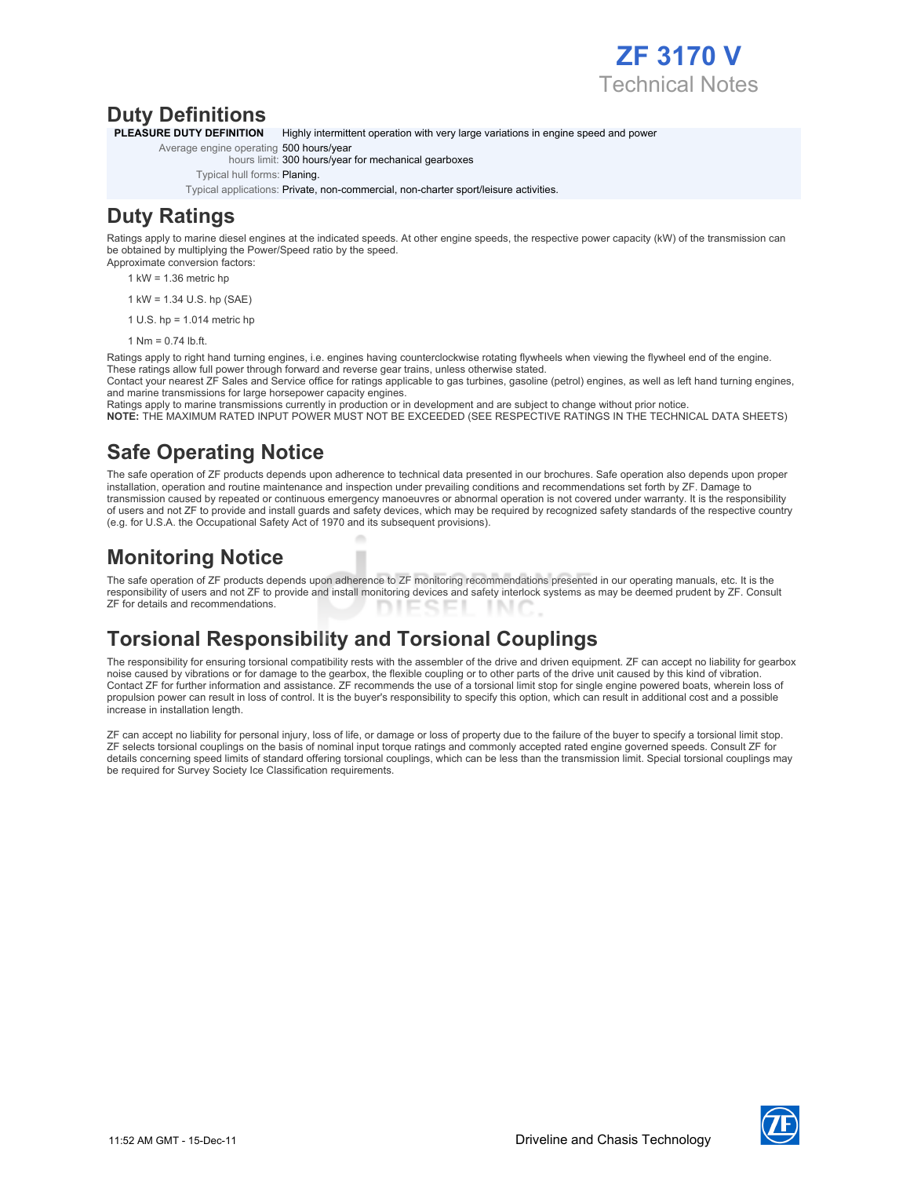# ZF 3170 V

Technical Notes

## Duty Definitions

| | |
|---|---|
| **PLEASURE DUTY DEFINITION** | Highly intermittent operation with very large variations in engine speed and power |
| Average engine operating hours limit: | 500 hours/year<br>300 hours/year for mechanical gearboxes |
| Typical hull forms: | Planing. |
| Typical applications: | Private, non-commercial, non-charter sport/leisure activities. |

## Duty Ratings

Ratings apply to marine diesel engines at the indicated speeds. At other engine speeds, the respective power capacity (kW) of the transmission can be obtained by multiplying the Power/Speed ratio by the speed.
Approximate conversion factors:

1 kW = 1.36 metric hp

1 kW = 1.34 U.S. hp (SAE)

1 U.S. hp = 1.014 metric hp

1 Nm = 0.74 lb.ft.

Ratings apply to right hand turning engines, i.e. engines having counterclockwise rotating flywheels when viewing the flywheel end of the engine. These ratings allow full power through forward and reverse gear trains, unless otherwise stated.
Contact your nearest ZF Sales and Service office for ratings applicable to gas turbines, gasoline (petrol) engines, as well as left hand turning engines, and marine transmissions for large horsepower capacity engines.
Ratings apply to marine transmissions currently in production or in development and are subject to change without prior notice.
**NOTE:** THE MAXIMUM RATED INPUT POWER MUST NOT BE EXCEEDED (SEE RESPECTIVE RATINGS IN THE TECHNICAL DATA SHEETS)

## Safe Operating Notice

The safe operation of ZF products depends upon adherence to technical data presented in our brochures. Safe operation also depends upon proper installation, operation and routine maintenance and inspection under prevailing conditions and recommendations set forth by ZF. Damage to transmission caused by repeated or continuous emergency manoeuvres or abnormal operation is not covered under warranty. It is the responsibility of users and not ZF to provide and install guards and safety devices, which may be required by recognized safety standards of the respective country (e.g. for U.S.A. the Occupational Safety Act of 1970 and its subsequent provisions).

## Monitoring Notice

The safe operation of ZF products depends upon adherence to ZF monitoring recommendations presented in our operating manuals, etc. It is the responsibility of users and not ZF to provide and install monitoring devices and safety interlock systems as may be deemed prudent by ZF. Consult ZF for details and recommendations.

## Torsional Responsibility and Torsional Couplings

The responsibility for ensuring torsional compatibility rests with the assembler of the drive and driven equipment. ZF can accept no liability for gearbox noise caused by vibrations or for damage to the gearbox, the flexible coupling or to other parts of the drive unit caused by this kind of vibration. Contact ZF for further information and assistance. ZF recommends the use of a torsional limit stop for single engine powered boats, wherein loss of propulsion power can result in loss of control. It is the buyer's responsibility to specify this option, which can result in additional cost and a possible increase in installation length.

ZF can accept no liability for personal injury, loss of life, or damage or loss of property due to the failure of the buyer to specify a torsional limit stop. ZF selects torsional couplings on the basis of nominal input torque ratings and commonly accepted rated engine governed speeds. Consult ZF for details concerning speed limits of standard offering torsional couplings, which can be less than the transmission limit. Special torsional couplings may be required for Survey Society Ice Classification requirements.